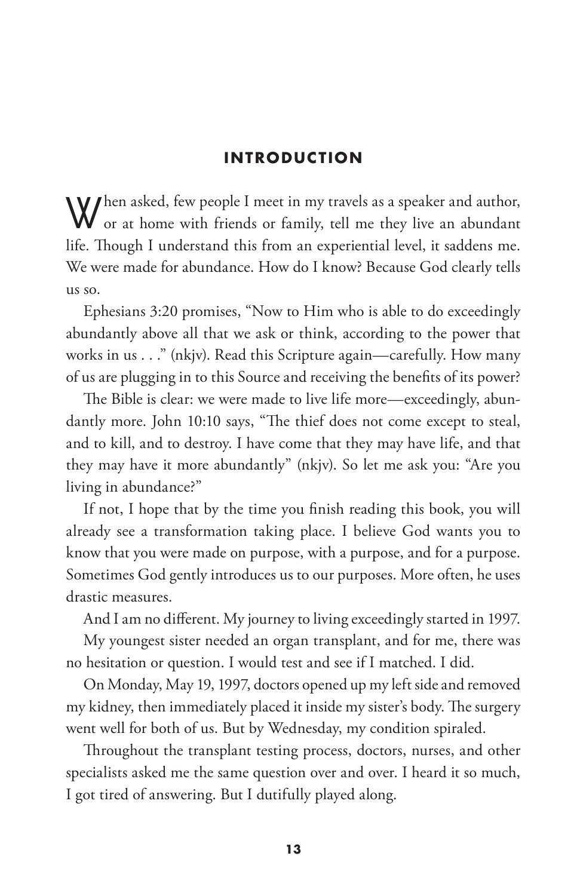# INTRODUCTION

When asked, few people I meet in my travels as a speaker and author, or at home with friends or family, tell me they live an abundant life. Though I understand this from an experiential level, it saddens me. We were made for abundance. How do I know? Because God clearly tells us so.

Ephesians 3:20 promises, "Now to Him who is able to do exceedingly abundantly above all that we ask or think, according to the power that works in us . . ." (nkjv). Read this Scripture again—carefully. How many of us are plugging in to this Source and receiving the benefits of its power?

The Bible is clear: we were made to live life more—exceedingly, abundantly more. John 10:10 says, "The thief does not come except to steal, and to kill, and to destroy. I have come that they may have life, and that they may have it more abundantly" (nkjv). So let me ask you: "Are you living in abundance?"

If not, I hope that by the time you finish reading this book, you will already see a transformation taking place. I believe God wants you to know that you were made on purpose, with a purpose, and for a purpose. Sometimes God gently introduces us to our purposes. More often, he uses drastic measures.

And I am no different. My journey to living exceedingly started in 1997.

My youngest sister needed an organ transplant, and for me, there was no hesitation or question. I would test and see if I matched. I did.

On Monday, May 19, 1997, doctors opened up my left side and removed my kidney, then immediately placed it inside my sister's body. The surgery went well for both of us. But by Wednesday, my condition spiraled.

Throughout the transplant testing process, doctors, nurses, and other specialists asked me the same question over and over. I heard it so much, I got tired of answering. But I dutifully played along.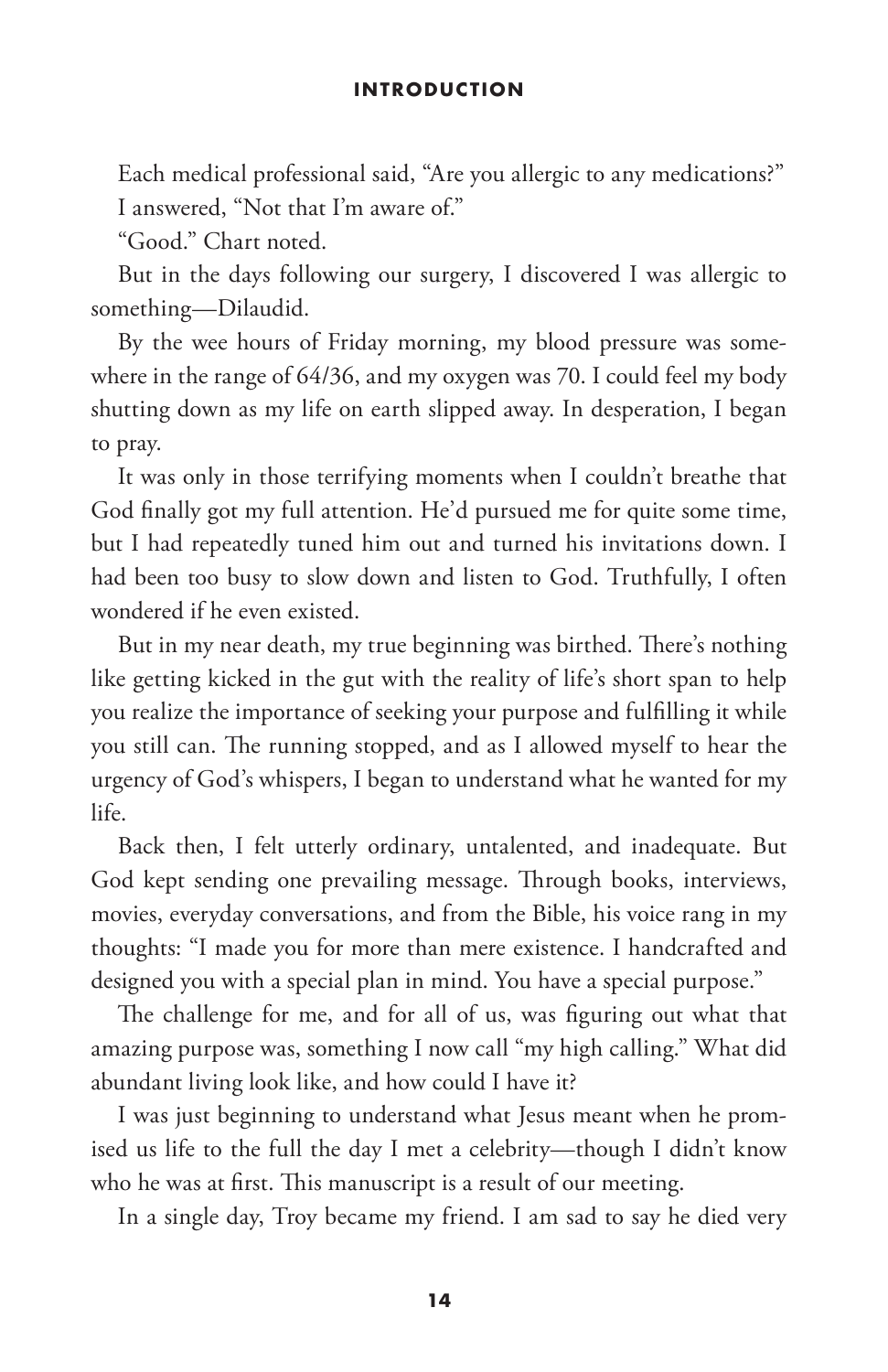Each medical professional said, “Are you allergic to any medications?”

I answered, “Not that I’m aware of.”

“Good.” Chart noted.

But in the days following our surgery, I discovered I was allergic to something—Dilaudid.

By the wee hours of Friday morning, my blood pressure was somewhere in the range of 64/36, and my oxygen was 70. I could feel my body shutting down as my life on earth slipped away. In desperation, I began to pray.

It was only in those terrifying moments when I couldn’t breathe that God finally got my full attention. He’d pursued me for quite some time, but I had repeatedly tuned him out and turned his invitations down. I had been too busy to slow down and listen to God. Truthfully, I often wondered if he even existed.

But in my near death, my true beginning was birthed. There’s nothing like getting kicked in the gut with the reality of life’s short span to help you realize the importance of seeking your purpose and fulfilling it while you still can. The running stopped, and as I allowed myself to hear the urgency of God’s whispers, I began to understand what he wanted for my life.

Back then, I felt utterly ordinary, untalented, and inadequate. But God kept sending one prevailing message. Through books, interviews, movies, everyday conversations, and from the Bible, his voice rang in my thoughts: “I made you for more than mere existence. I handcrafted and designed you with a special plan in mind. You have a special purpose.”

The challenge for me, and for all of us, was figuring out what that amazing purpose was, something I now call “my high calling.” What did abundant living look like, and how could I have it?

I was just beginning to understand what Jesus meant when he promised us life to the full the day I met a celebrity—though I didn’t know who he was at first. This manuscript is a result of our meeting.

In a single day, Troy became my friend. I am sad to say he died very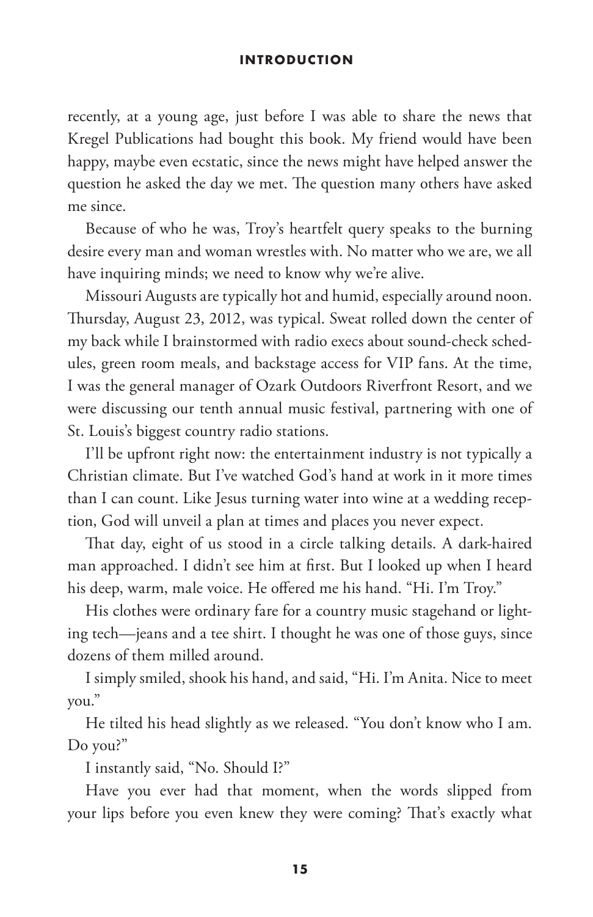recently, at a young age, just before I was able to share the news that Kregel Publications had bought this book. My friend would have been happy, maybe even ecstatic, since the news might have helped answer the question he asked the day we met. The question many others have asked me since.

Because of who he was, Troy's heartfelt query speaks to the burning desire every man and woman wrestles with. No matter who we are, we all have inquiring minds; we need to know why we're alive.

Missouri Augusts are typically hot and humid, especially around noon. Thursday, August 23, 2012, was typical. Sweat rolled down the center of my back while I brainstormed with radio execs about sound-check schedules, green room meals, and backstage access for VIP fans. At the time, I was the general manager of Ozark Outdoors Riverfront Resort, and we were discussing our tenth annual music festival, partnering with one of St. Louis's biggest country radio stations.

I'll be upfront right now: the entertainment industry is not typically a Christian climate. But I've watched God's hand at work in it more times than I can count. Like Jesus turning water into wine at a wedding reception, God will unveil a plan at times and places you never expect.

That day, eight of us stood in a circle talking details. A dark-haired man approached. I didn't see him at first. But I looked up when I heard his deep, warm, male voice. He offered me his hand. "Hi. I'm Troy."

His clothes were ordinary fare for a country music stagehand or lighting tech—jeans and a tee shirt. I thought he was one of those guys, since dozens of them milled around.

I simply smiled, shook his hand, and said, "Hi. I'm Anita. Nice to meet you."

He tilted his head slightly as we released. "You don't know who I am. Do you?"

I instantly said, "No. Should I?"

Have you ever had that moment, when the words slipped from your lips before you even knew they were coming? That's exactly what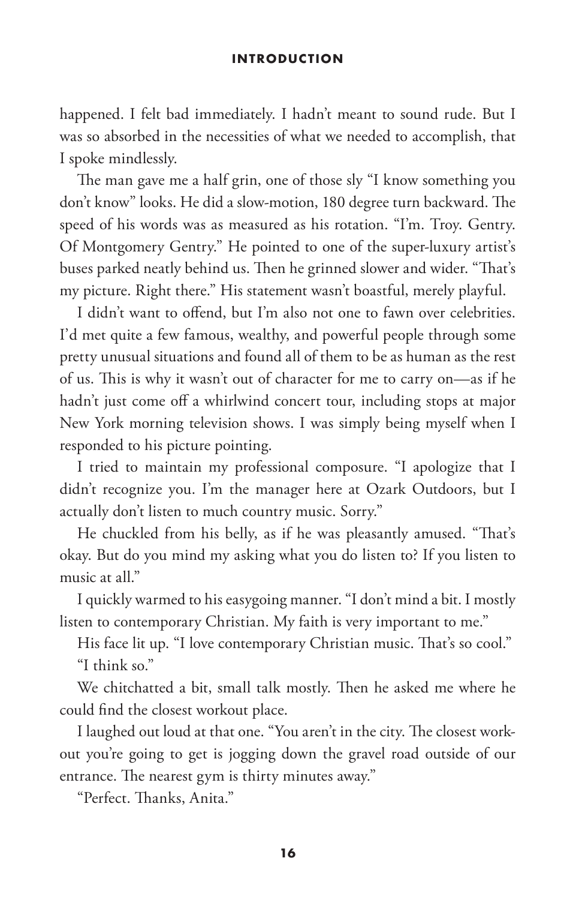happened. I felt bad immediately. I hadn't meant to sound rude. But I was so absorbed in the necessities of what we needed to accomplish, that I spoke mindlessly.

The man gave me a half grin, one of those sly "I know something you don't know" looks. He did a slow-motion, 180 degree turn backward. The speed of his words was as measured as his rotation. "I'm. Troy. Gentry. Of Montgomery Gentry." He pointed to one of the super-luxury artist's buses parked neatly behind us. Then he grinned slower and wider. "That's my picture. Right there." His statement wasn't boastful, merely playful.

I didn't want to offend, but I'm also not one to fawn over celebrities. I'd met quite a few famous, wealthy, and powerful people through some pretty unusual situations and found all of them to be as human as the rest of us. This is why it wasn't out of character for me to carry on—as if he hadn't just come off a whirlwind concert tour, including stops at major New York morning television shows. I was simply being myself when I responded to his picture pointing.

I tried to maintain my professional composure. "I apologize that I didn't recognize you. I'm the manager here at Ozark Outdoors, but I actually don't listen to much country music. Sorry."

He chuckled from his belly, as if he was pleasantly amused. "That's okay. But do you mind my asking what you do listen to? If you listen to music at all."

I quickly warmed to his easygoing manner. "I don't mind a bit. I mostly listen to contemporary Christian. My faith is very important to me."

His face lit up. "I love contemporary Christian music. That's so cool."

"I think so."

We chitchatted a bit, small talk mostly. Then he asked me where he could find the closest workout place.

I laughed out loud at that one. "You aren't in the city. The closest workout you're going to get is jogging down the gravel road outside of our entrance. The nearest gym is thirty minutes away."

"Perfect. Thanks, Anita."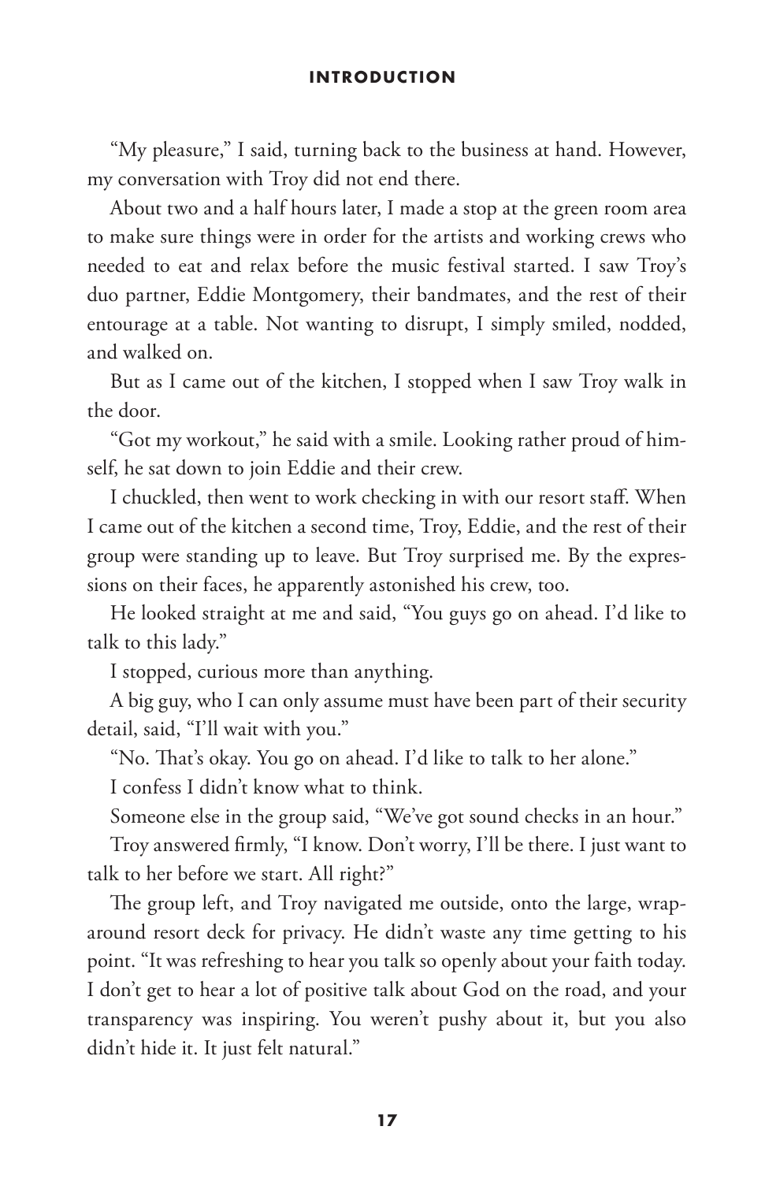"My pleasure," I said, turning back to the business at hand. However, my conversation with Troy did not end there.

About two and a half hours later, I made a stop at the green room area to make sure things were in order for the artists and working crews who needed to eat and relax before the music festival started. I saw Troy's duo partner, Eddie Montgomery, their bandmates, and the rest of their entourage at a table. Not wanting to disrupt, I simply smiled, nodded, and walked on.

But as I came out of the kitchen, I stopped when I saw Troy walk in the door.

"Got my workout," he said with a smile. Looking rather proud of himself, he sat down to join Eddie and their crew.

I chuckled, then went to work checking in with our resort staff. When I came out of the kitchen a second time, Troy, Eddie, and the rest of their group were standing up to leave. But Troy surprised me. By the expressions on their faces, he apparently astonished his crew, too.

He looked straight at me and said, "You guys go on ahead. I'd like to talk to this lady."

I stopped, curious more than anything.

A big guy, who I can only assume must have been part of their security detail, said, "I'll wait with you."

"No. That's okay. You go on ahead. I'd like to talk to her alone."

I confess I didn't know what to think.

Someone else in the group said, "We've got sound checks in an hour."

Troy answered firmly, "I know. Don't worry, I'll be there. I just want to talk to her before we start. All right?"

The group left, and Troy navigated me outside, onto the large, wraparound resort deck for privacy. He didn't waste any time getting to his point. "It was refreshing to hear you talk so openly about your faith today. I don't get to hear a lot of positive talk about God on the road, and your transparency was inspiring. You weren't pushy about it, but you also didn't hide it. It just felt natural."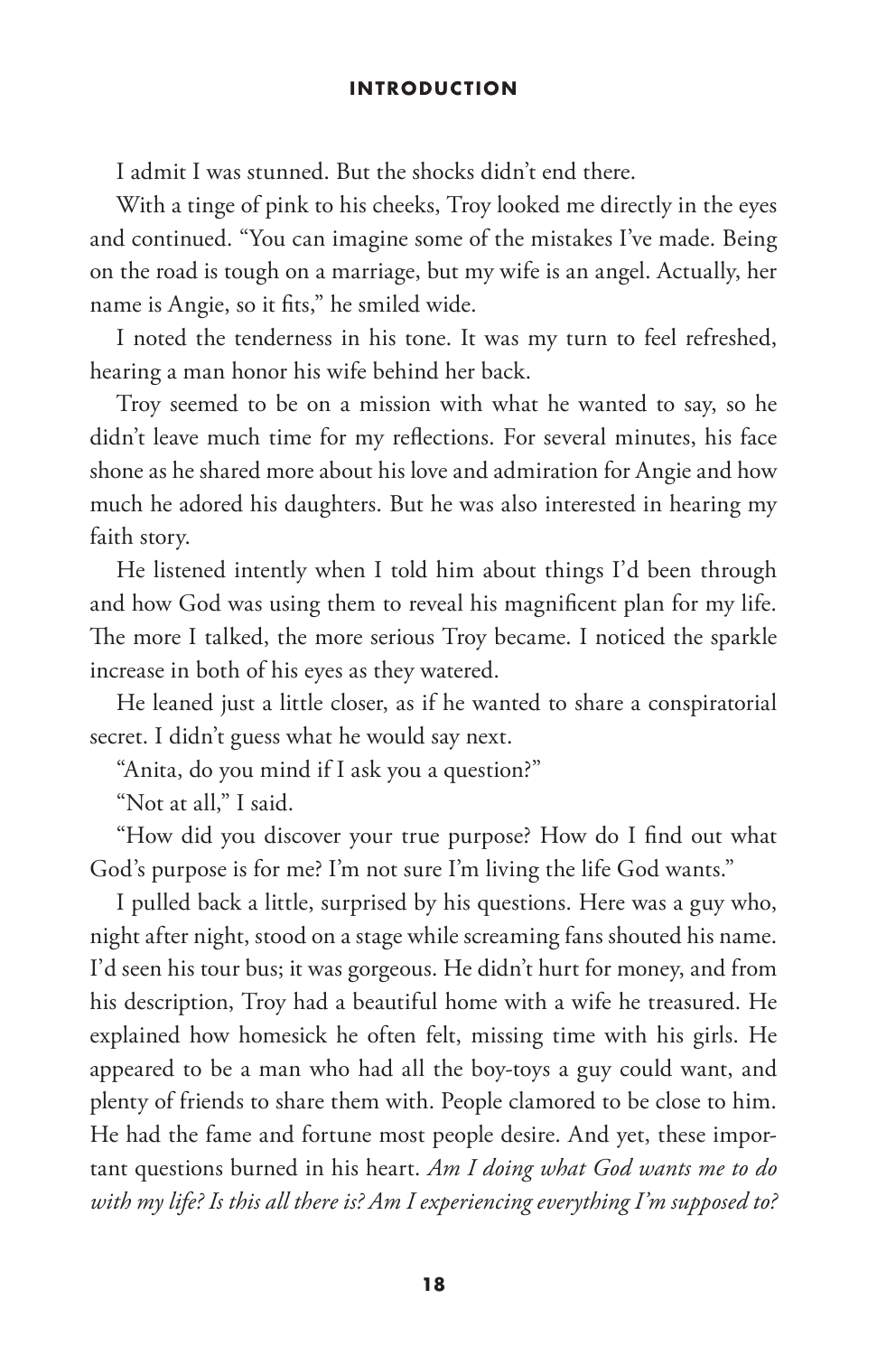I admit I was stunned. But the shocks didn't end there.

With a tinge of pink to his cheeks, Troy looked me directly in the eyes and continued. "You can imagine some of the mistakes I've made. Being on the road is tough on a marriage, but my wife is an angel. Actually, her name is Angie, so it fits," he smiled wide.

I noted the tenderness in his tone. It was my turn to feel refreshed, hearing a man honor his wife behind her back.

Troy seemed to be on a mission with what he wanted to say, so he didn't leave much time for my reflections. For several minutes, his face shone as he shared more about his love and admiration for Angie and how much he adored his daughters. But he was also interested in hearing my faith story.

He listened intently when I told him about things I'd been through and how God was using them to reveal his magnificent plan for my life. The more I talked, the more serious Troy became. I noticed the sparkle increase in both of his eyes as they watered.

He leaned just a little closer, as if he wanted to share a conspiratorial secret. I didn't guess what he would say next.

"Anita, do you mind if I ask you a question?"

"Not at all," I said.

"How did you discover your true purpose? How do I find out what God's purpose is for me? I'm not sure I'm living the life God wants."

I pulled back a little, surprised by his questions. Here was a guy who, night after night, stood on a stage while screaming fans shouted his name. I'd seen his tour bus; it was gorgeous. He didn't hurt for money, and from his description, Troy had a beautiful home with a wife he treasured. He explained how homesick he often felt, missing time with his girls. He appeared to be a man who had all the boy-toys a guy could want, and plenty of friends to share them with. People clamored to be close to him. He had the fame and fortune most people desire. And yet, these important questions burned in his heart. *Am I doing what God wants me to do with my life? Is this all there is? Am I experiencing everything I'm supposed to?*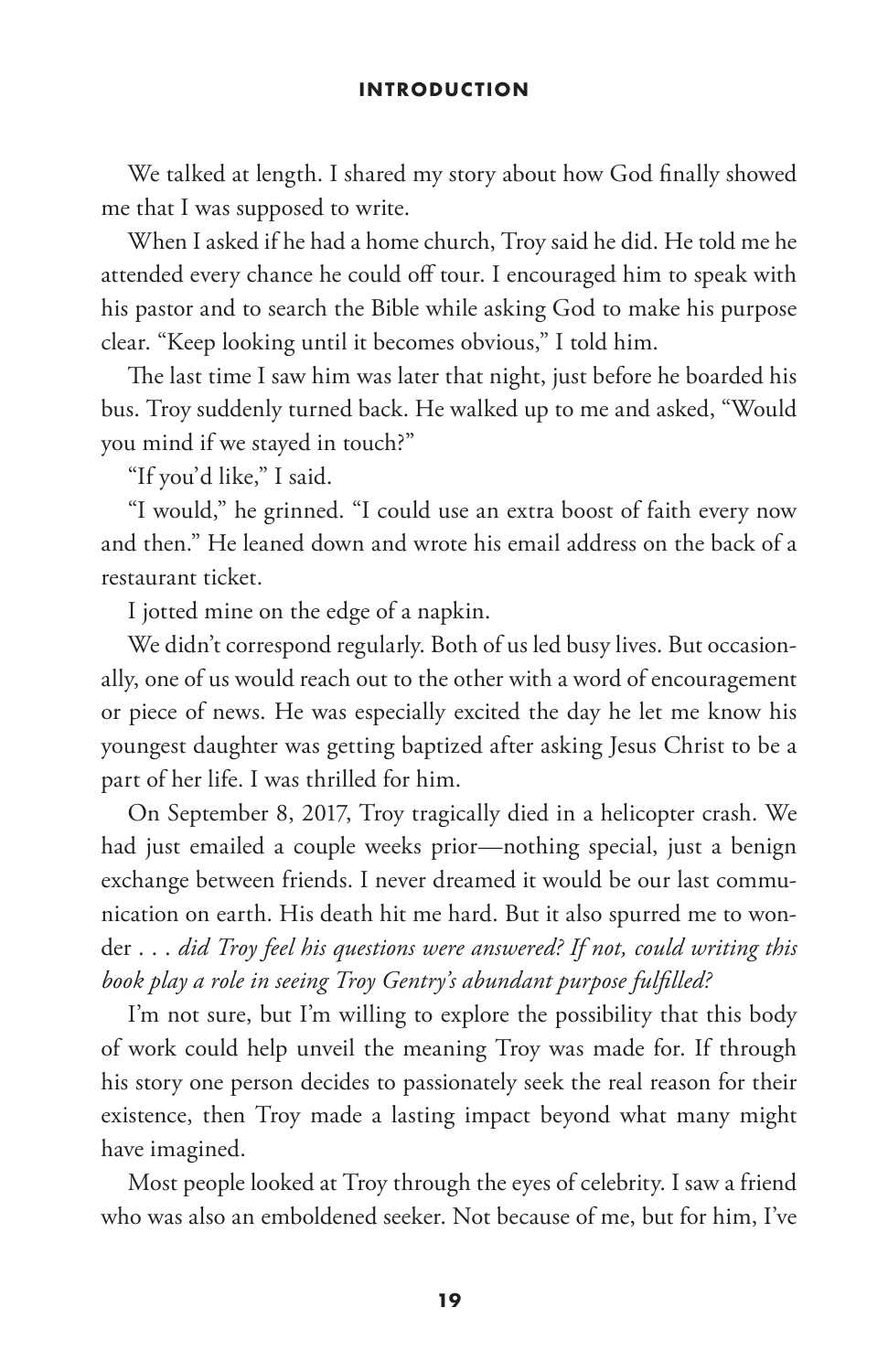We talked at length. I shared my story about how God finally showed me that I was supposed to write.

When I asked if he had a home church, Troy said he did. He told me he attended every chance he could off tour. I encouraged him to speak with his pastor and to search the Bible while asking God to make his purpose clear. "Keep looking until it becomes obvious," I told him.

The last time I saw him was later that night, just before he boarded his bus. Troy suddenly turned back. He walked up to me and asked, "Would you mind if we stayed in touch?"

"If you'd like," I said.

"I would," he grinned. "I could use an extra boost of faith every now and then." He leaned down and wrote his email address on the back of a restaurant ticket.

I jotted mine on the edge of a napkin.

We didn't correspond regularly. Both of us led busy lives. But occasionally, one of us would reach out to the other with a word of encouragement or piece of news. He was especially excited the day he let me know his youngest daughter was getting baptized after asking Jesus Christ to be a part of her life. I was thrilled for him.

On September 8, 2017, Troy tragically died in a helicopter crash. We had just emailed a couple weeks prior—nothing special, just a benign exchange between friends. I never dreamed it would be our last communication on earth. His death hit me hard. But it also spurred me to wonder . . . *did Troy feel his questions were answered? If not, could writing this book play a role in seeing Troy Gentry's abundant purpose fulfilled?*

I'm not sure, but I'm willing to explore the possibility that this body of work could help unveil the meaning Troy was made for. If through his story one person decides to passionately seek the real reason for their existence, then Troy made a lasting impact beyond what many might have imagined.

Most people looked at Troy through the eyes of celebrity. I saw a friend who was also an emboldened seeker. Not because of me, but for him, I've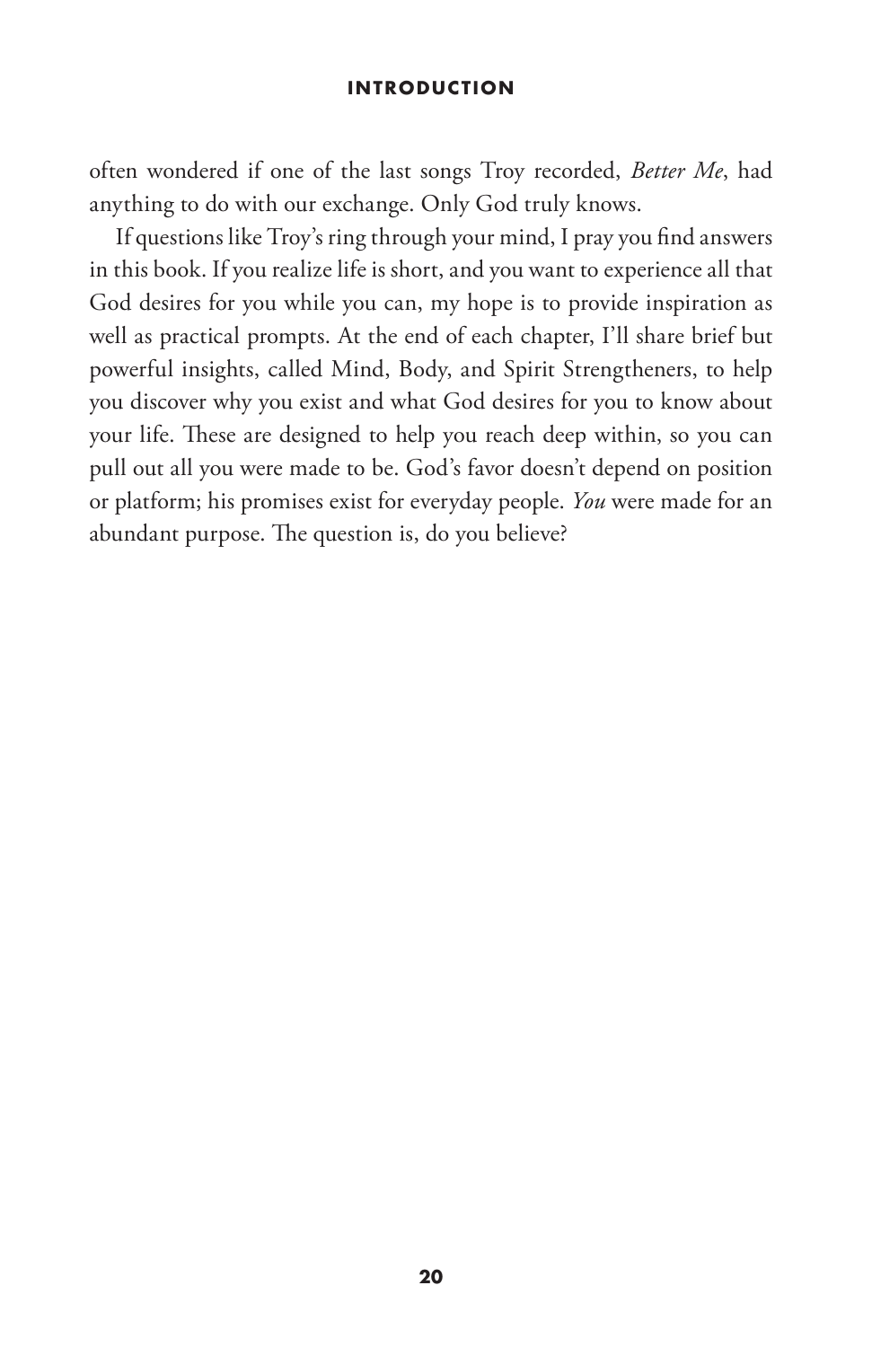often wondered if one of the last songs Troy recorded, *Better Me*, had anything to do with our exchange. Only God truly knows.

If questions like Troy's ring through your mind, I pray you find answers in this book. If you realize life is short, and you want to experience all that God desires for you while you can, my hope is to provide inspiration as well as practical prompts. At the end of each chapter, I'll share brief but powerful insights, called Mind, Body, and Spirit Strengtheners, to help you discover why you exist and what God desires for you to know about your life. These are designed to help you reach deep within, so you can pull out all you were made to be. God's favor doesn't depend on position or platform; his promises exist for everyday people. *You* were made for an abundant purpose. The question is, do you believe?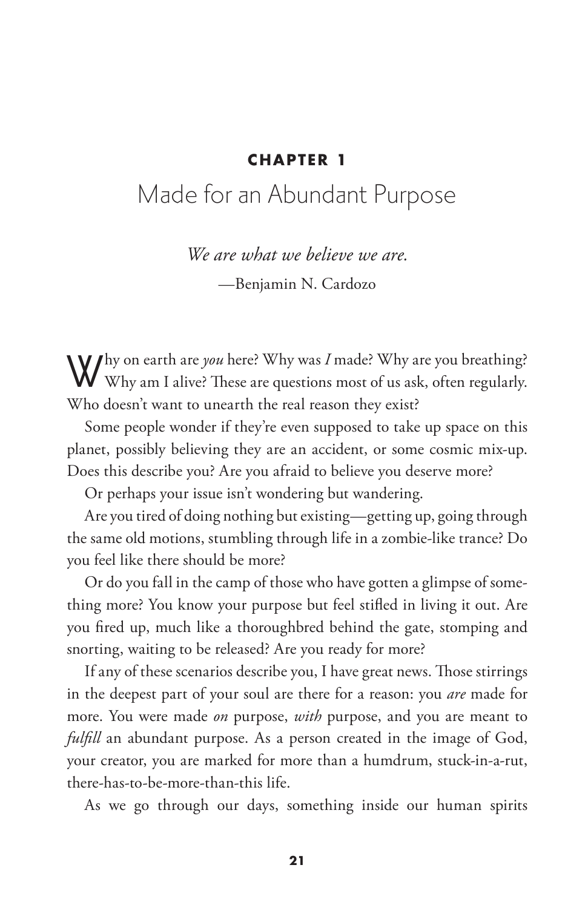**CHAPTER 1**

# Made for an Abundant Purpose

*We are what we believe we are.*

—Benjamin N. Cardozo

Why on earth are *you* here? Why was *I* made? Why are you breathing? Why am I alive? These are questions most of us ask, often regularly. Who doesn't want to unearth the real reason they exist?

Some people wonder if they're even supposed to take up space on this planet, possibly believing they are an accident, or some cosmic mix-up. Does this describe you? Are you afraid to believe you deserve more?

Or perhaps your issue isn't wondering but wandering.

Are you tired of doing nothing but existing—getting up, going through the same old motions, stumbling through life in a zombie-like trance? Do you feel like there should be more?

Or do you fall in the camp of those who have gotten a glimpse of something more? You know your purpose but feel stifled in living it out. Are you fired up, much like a thoroughbred behind the gate, stomping and snorting, waiting to be released? Are you ready for more?

If any of these scenarios describe you, I have great news. Those stirrings in the deepest part of your soul are there for a reason: you *are* made for more. You were made *on* purpose, *with* purpose, and you are meant to *fulfill* an abundant purpose. As a person created in the image of God, your creator, you are marked for more than a humdrum, stuck-in-a-rut, there-has-to-be-more-than-this life.

As we go through our days, something inside our human spirits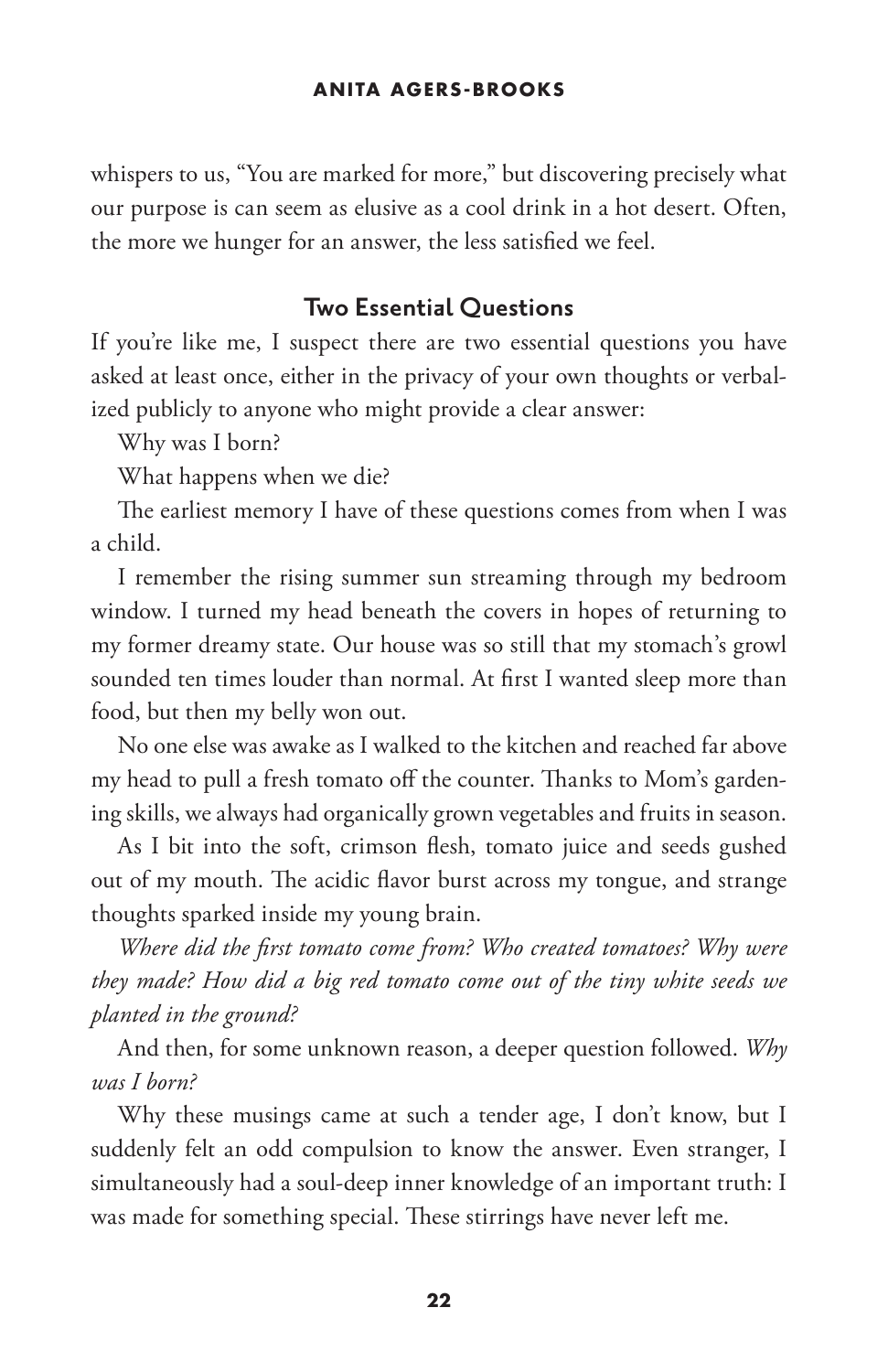whispers to us, "You are marked for more," but discovering precisely what our purpose is can seem as elusive as a cool drink in a hot desert. Often, the more we hunger for an answer, the less satisfied we feel.

## Two Essential Questions

If you're like me, I suspect there are two essential questions you have asked at least once, either in the privacy of your own thoughts or verbalized publicly to anyone who might provide a clear answer:

Why was I born?

What happens when we die?

The earliest memory I have of these questions comes from when I was a child.

I remember the rising summer sun streaming through my bedroom window. I turned my head beneath the covers in hopes of returning to my former dreamy state. Our house was so still that my stomach's growl sounded ten times louder than normal. At first I wanted sleep more than food, but then my belly won out.

No one else was awake as I walked to the kitchen and reached far above my head to pull a fresh tomato off the counter. Thanks to Mom's gardening skills, we always had organically grown vegetables and fruits in season.

As I bit into the soft, crimson flesh, tomato juice and seeds gushed out of my mouth. The acidic flavor burst across my tongue, and strange thoughts sparked inside my young brain.

*Where did the first tomato come from? Who created tomatoes? Why were they made? How did a big red tomato come out of the tiny white seeds we planted in the ground?*

And then, for some unknown reason, a deeper question followed. *Why was I born?*

Why these musings came at such a tender age, I don't know, but I suddenly felt an odd compulsion to know the answer. Even stranger, I simultaneously had a soul-deep inner knowledge of an important truth: I was made for something special. These stirrings have never left me.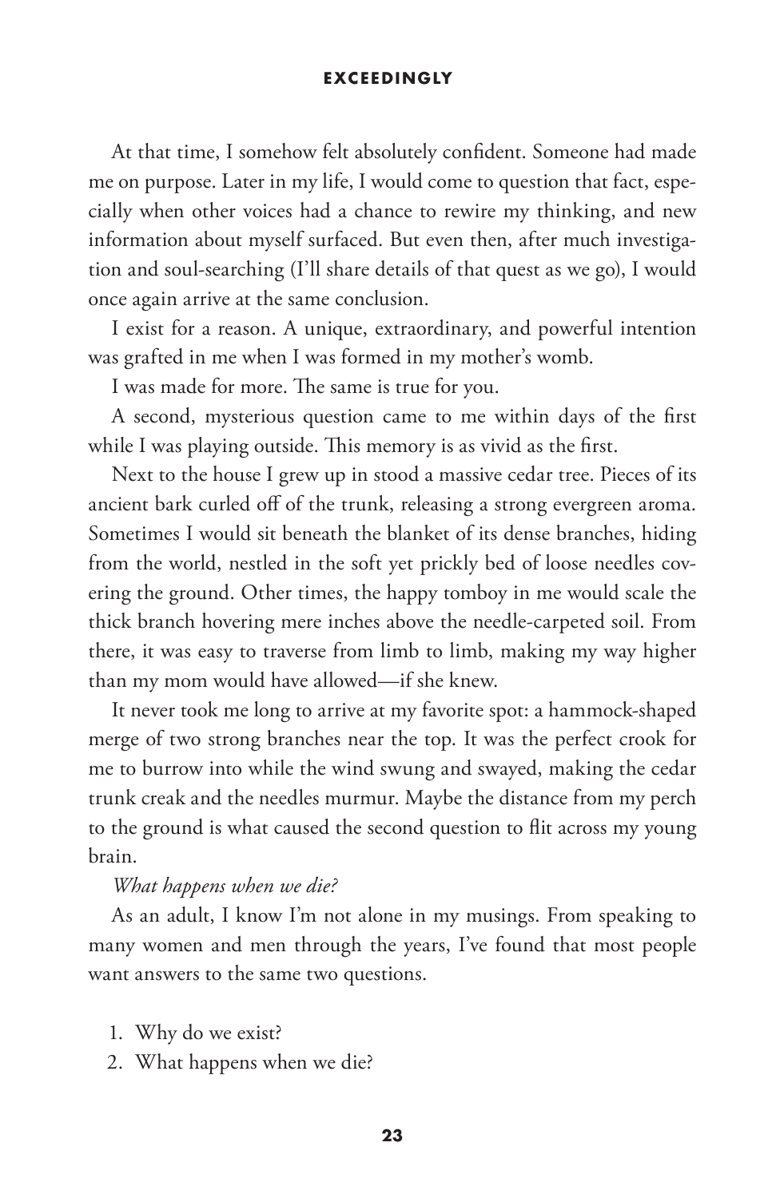At that time, I somehow felt absolutely confident. Someone had made me on purpose. Later in my life, I would come to question that fact, especially when other voices had a chance to rewire my thinking, and new information about myself surfaced. But even then, after much investigation and soul-searching (I'll share details of that quest as we go), I would once again arrive at the same conclusion.

I exist for a reason. A unique, extraordinary, and powerful intention was grafted in me when I was formed in my mother's womb.

I was made for more. The same is true for you.

A second, mysterious question came to me within days of the first while I was playing outside. This memory is as vivid as the first.

Next to the house I grew up in stood a massive cedar tree. Pieces of its ancient bark curled off of the trunk, releasing a strong evergreen aroma. Sometimes I would sit beneath the blanket of its dense branches, hiding from the world, nestled in the soft yet prickly bed of loose needles covering the ground. Other times, the happy tomboy in me would scale the thick branch hovering mere inches above the needle-carpeted soil. From there, it was easy to traverse from limb to limb, making my way higher than my mom would have allowed—if she knew.

It never took me long to arrive at my favorite spot: a hammock-shaped merge of two strong branches near the top. It was the perfect crook for me to burrow into while the wind swung and swayed, making the cedar trunk creak and the needles murmur. Maybe the distance from my perch to the ground is what caused the second question to flit across my young brain.

*What happens when we die?*

As an adult, I know I'm not alone in my musings. From speaking to many women and men through the years, I've found that most people want answers to the same two questions.

1. Why do we exist?
2. What happens when we die?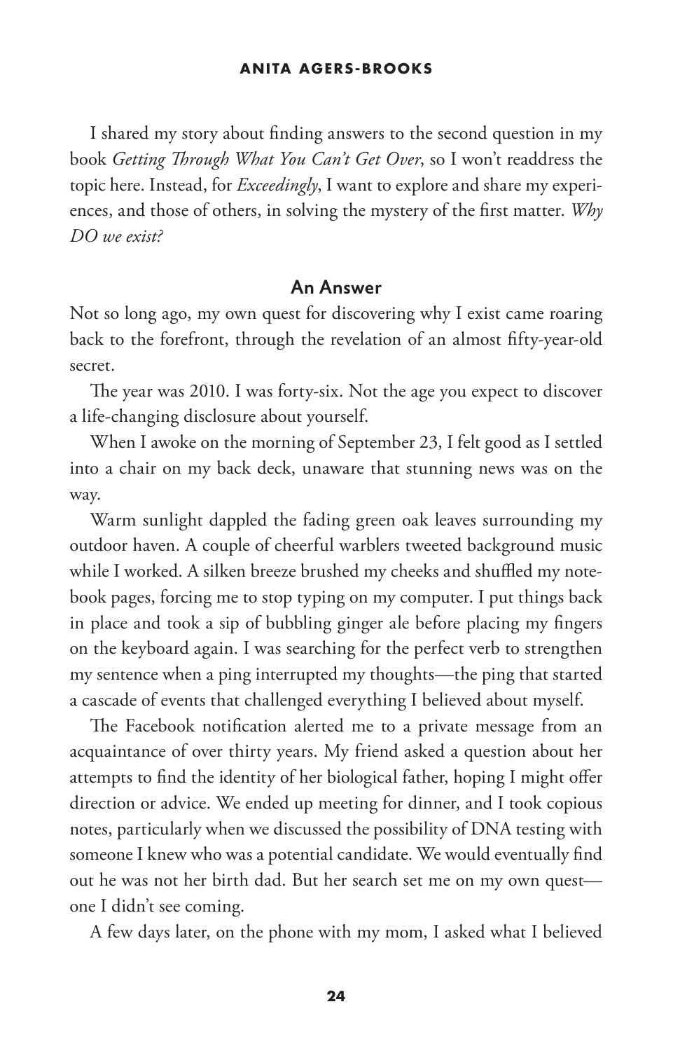I shared my story about finding answers to the second question in my book *Getting Through What You Can't Get Over*, so I won't readdress the topic here. Instead, for *Exceedingly*, I want to explore and share my experiences, and those of others, in solving the mystery of the first matter. *Why DO we exist?*

## An Answer

Not so long ago, my own quest for discovering why I exist came roaring back to the forefront, through the revelation of an almost fifty-year-old secret.

The year was 2010. I was forty-six. Not the age you expect to discover a life-changing disclosure about yourself.

When I awoke on the morning of September 23, I felt good as I settled into a chair on my back deck, unaware that stunning news was on the way.

Warm sunlight dappled the fading green oak leaves surrounding my outdoor haven. A couple of cheerful warblers tweeted background music while I worked. A silken breeze brushed my cheeks and shuffled my notebook pages, forcing me to stop typing on my computer. I put things back in place and took a sip of bubbling ginger ale before placing my fingers on the keyboard again. I was searching for the perfect verb to strengthen my sentence when a ping interrupted my thoughts—the ping that started a cascade of events that challenged everything I believed about myself.

The Facebook notification alerted me to a private message from an acquaintance of over thirty years. My friend asked a question about her attempts to find the identity of her biological father, hoping I might offer direction or advice. We ended up meeting for dinner, and I took copious notes, particularly when we discussed the possibility of DNA testing with someone I knew who was a potential candidate. We would eventually find out he was not her birth dad. But her search set me on my own quest—one I didn't see coming.

A few days later, on the phone with my mom, I asked what I believed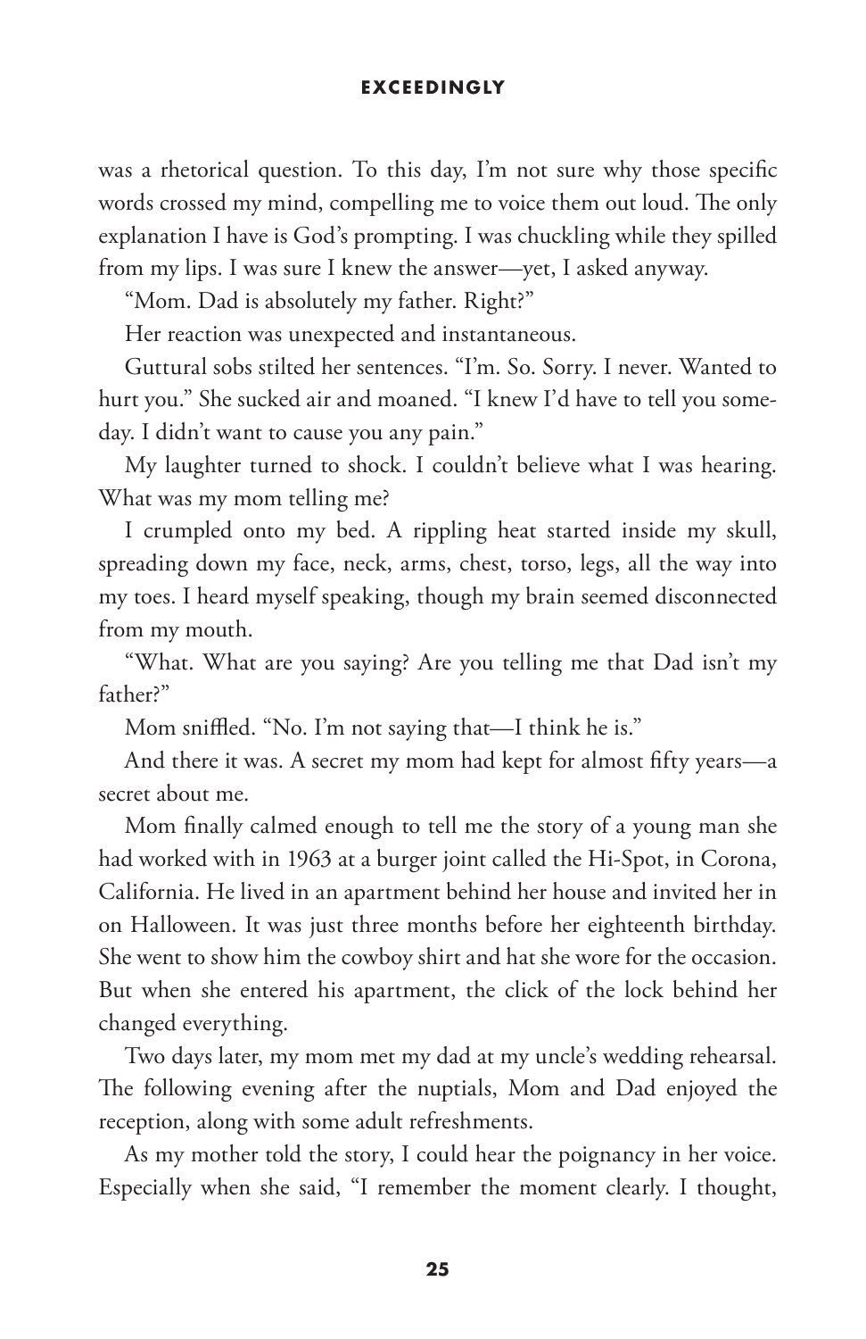was a rhetorical question. To this day, I'm not sure why those specific words crossed my mind, compelling me to voice them out loud. The only explanation I have is God's prompting. I was chuckling while they spilled from my lips. I was sure I knew the answer—yet, I asked anyway.

"Mom. Dad is absolutely my father. Right?"

Her reaction was unexpected and instantaneous.

Guttural sobs stilted her sentences. "I'm. So. Sorry. I never. Wanted to hurt you." She sucked air and moaned. "I knew I'd have to tell you someday. I didn't want to cause you any pain."

My laughter turned to shock. I couldn't believe what I was hearing. What was my mom telling me?

I crumpled onto my bed. A rippling heat started inside my skull, spreading down my face, neck, arms, chest, torso, legs, all the way into my toes. I heard myself speaking, though my brain seemed disconnected from my mouth.

"What. What are you saying? Are you telling me that Dad isn't my father?"

Mom sniffled. "No. I'm not saying that—I think he is."

And there it was. A secret my mom had kept for almost fifty years—a secret about me.

Mom finally calmed enough to tell me the story of a young man she had worked with in 1963 at a burger joint called the Hi-Spot, in Corona, California. He lived in an apartment behind her house and invited her in on Halloween. It was just three months before her eighteenth birthday. She went to show him the cowboy shirt and hat she wore for the occasion. But when she entered his apartment, the click of the lock behind her changed everything.

Two days later, my mom met my dad at my uncle's wedding rehearsal. The following evening after the nuptials, Mom and Dad enjoyed the reception, along with some adult refreshments.

As my mother told the story, I could hear the poignancy in her voice. Especially when she said, "I remember the moment clearly. I thought,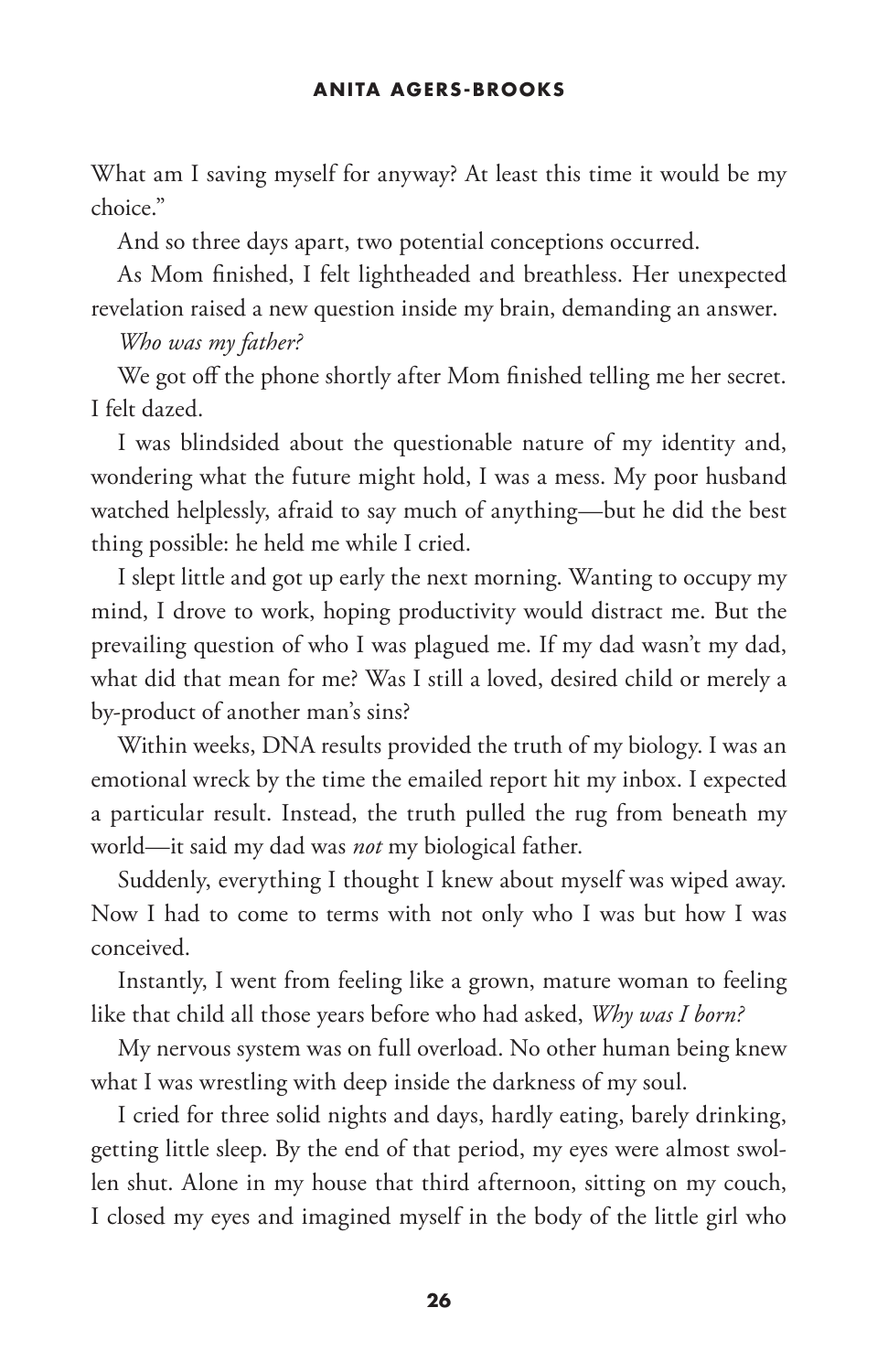What am I saving myself for anyway? At least this time it would be my choice."

And so three days apart, two potential conceptions occurred.

As Mom finished, I felt lightheaded and breathless. Her unexpected revelation raised a new question inside my brain, demanding an answer.

*Who was my father?*

We got off the phone shortly after Mom finished telling me her secret. I felt dazed.

I was blindsided about the questionable nature of my identity and, wondering what the future might hold, I was a mess. My poor husband watched helplessly, afraid to say much of anything—but he did the best thing possible: he held me while I cried.

I slept little and got up early the next morning. Wanting to occupy my mind, I drove to work, hoping productivity would distract me. But the prevailing question of who I was plagued me. If my dad wasn't my dad, what did that mean for me? Was I still a loved, desired child or merely a by-product of another man's sins?

Within weeks, DNA results provided the truth of my biology. I was an emotional wreck by the time the emailed report hit my inbox. I expected a particular result. Instead, the truth pulled the rug from beneath my world—it said my dad was *not* my biological father.

Suddenly, everything I thought I knew about myself was wiped away. Now I had to come to terms with not only who I was but how I was conceived.

Instantly, I went from feeling like a grown, mature woman to feeling like that child all those years before who had asked, *Why was I born?*

My nervous system was on full overload. No other human being knew what I was wrestling with deep inside the darkness of my soul.

I cried for three solid nights and days, hardly eating, barely drinking, getting little sleep. By the end of that period, my eyes were almost swollen shut. Alone in my house that third afternoon, sitting on my couch, I closed my eyes and imagined myself in the body of the little girl who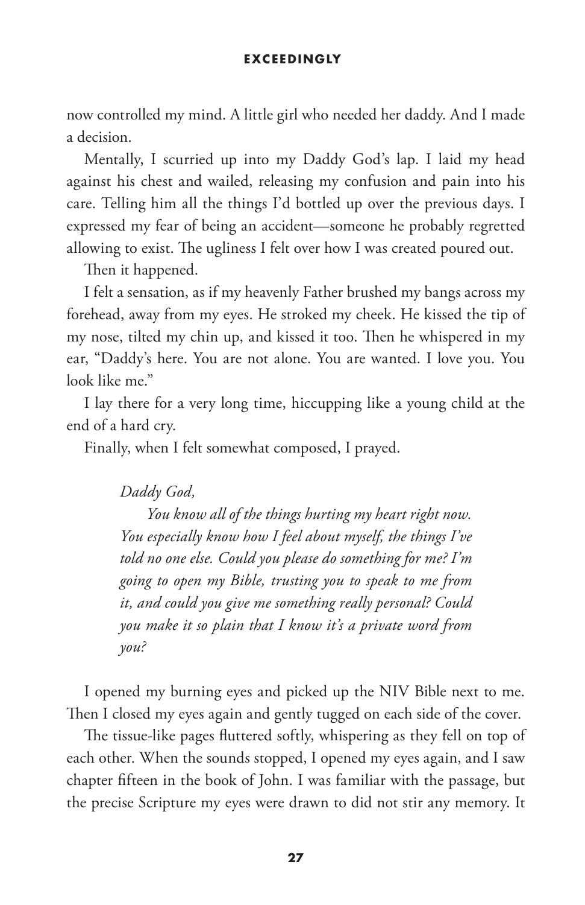now controlled my mind. A little girl who needed her daddy. And I made a decision.

Mentally, I scurried up into my Daddy God's lap. I laid my head against his chest and wailed, releasing my confusion and pain into his care. Telling him all the things I'd bottled up over the previous days. I expressed my fear of being an accident—someone he probably regretted allowing to exist. The ugliness I felt over how I was created poured out.

Then it happened.

I felt a sensation, as if my heavenly Father brushed my bangs across my forehead, away from my eyes. He stroked my cheek. He kissed the tip of my nose, tilted my chin up, and kissed it too. Then he whispered in my ear, "Daddy's here. You are not alone. You are wanted. I love you. You look like me."

I lay there for a very long time, hiccupping like a young child at the end of a hard cry.

Finally, when I felt somewhat composed, I prayed.

> *Daddy God,*
>
> *You know all of the things hurting my heart right now. You especially know how I feel about myself, the things I've told no one else. Could you please do something for me? I'm going to open my Bible, trusting you to speak to me from it, and could you give me something really personal? Could you make it so plain that I know it's a private word from you?*

I opened my burning eyes and picked up the NIV Bible next to me. Then I closed my eyes again and gently tugged on each side of the cover.

The tissue-like pages fluttered softly, whispering as they fell on top of each other. When the sounds stopped, I opened my eyes again, and I saw chapter fifteen in the book of John. I was familiar with the passage, but the precise Scripture my eyes were drawn to did not stir any memory. It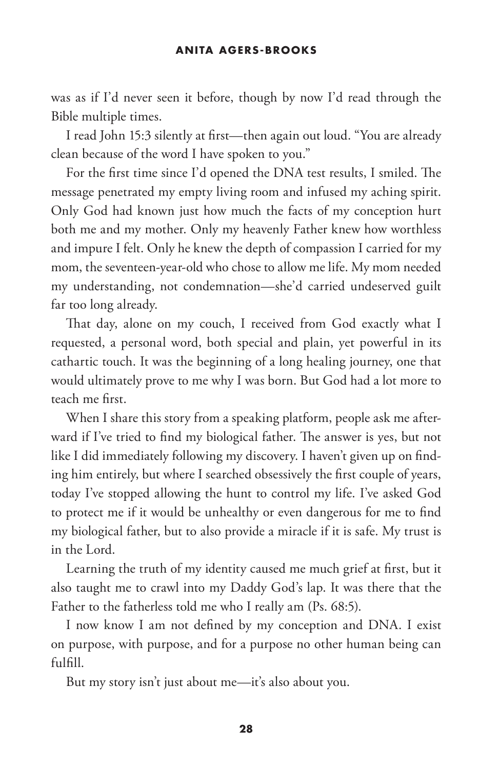was as if I'd never seen it before, though by now I'd read through the Bible multiple times.

I read John 15:3 silently at first—then again out loud. "You are already clean because of the word I have spoken to you."

For the first time since I'd opened the DNA test results, I smiled. The message penetrated my empty living room and infused my aching spirit. Only God had known just how much the facts of my conception hurt both me and my mother. Only my heavenly Father knew how worthless and impure I felt. Only he knew the depth of compassion I carried for my mom, the seventeen-year-old who chose to allow me life. My mom needed my understanding, not condemnation—she'd carried undeserved guilt far too long already.

That day, alone on my couch, I received from God exactly what I requested, a personal word, both special and plain, yet powerful in its cathartic touch. It was the beginning of a long healing journey, one that would ultimately prove to me why I was born. But God had a lot more to teach me first.

When I share this story from a speaking platform, people ask me afterward if I've tried to find my biological father. The answer is yes, but not like I did immediately following my discovery. I haven't given up on finding him entirely, but where I searched obsessively the first couple of years, today I've stopped allowing the hunt to control my life. I've asked God to protect me if it would be unhealthy or even dangerous for me to find my biological father, but to also provide a miracle if it is safe. My trust is in the Lord.

Learning the truth of my identity caused me much grief at first, but it also taught me to crawl into my Daddy God's lap. It was there that the Father to the fatherless told me who I really am (Ps. 68:5).

I now know I am not defined by my conception and DNA. I exist on purpose, with purpose, and for a purpose no other human being can fulfill.

But my story isn't just about me—it's also about you.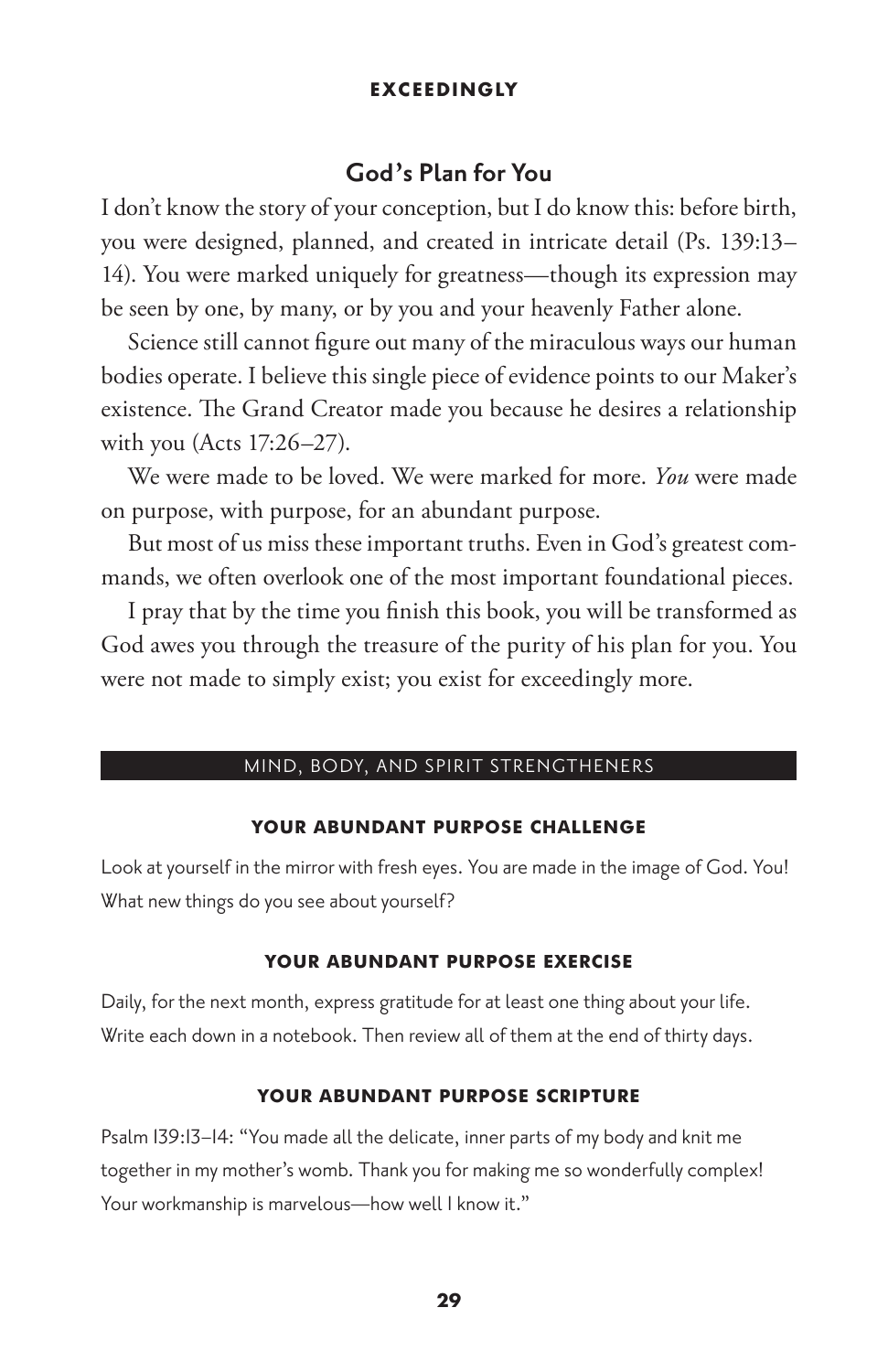## God's Plan for You

I don't know the story of your conception, but I do know this: before birth, you were designed, planned, and created in intricate detail (Ps. 139:13–14). You were marked uniquely for greatness—though its expression may be seen by one, by many, or by you and your heavenly Father alone.

Science still cannot figure out many of the miraculous ways our human bodies operate. I believe this single piece of evidence points to our Maker's existence. The Grand Creator made you because he desires a relationship with you (Acts 17:26–27).

We were made to be loved. We were marked for more. *You* were made on purpose, with purpose, for an abundant purpose.

But most of us miss these important truths. Even in God's greatest commands, we often overlook one of the most important foundational pieces.

I pray that by the time you finish this book, you will be transformed as God awes you through the treasure of the purity of his plan for you. You were not made to simply exist; you exist for exceedingly more.

### MIND, BODY, AND SPIRIT STRENGTHENERS

#### YOUR ABUNDANT PURPOSE CHALLENGE

Look at yourself in the mirror with fresh eyes. You are made in the image of God. You! What new things do you see about yourself?

#### YOUR ABUNDANT PURPOSE EXERCISE

Daily, for the next month, express gratitude for at least one thing about your life. Write each down in a notebook. Then review all of them at the end of thirty days.

#### YOUR ABUNDANT PURPOSE SCRIPTURE

Psalm 139:13–14: "You made all the delicate, inner parts of my body and knit me together in my mother's womb. Thank you for making me so wonderfully complex! Your workmanship is marvelous—how well I know it."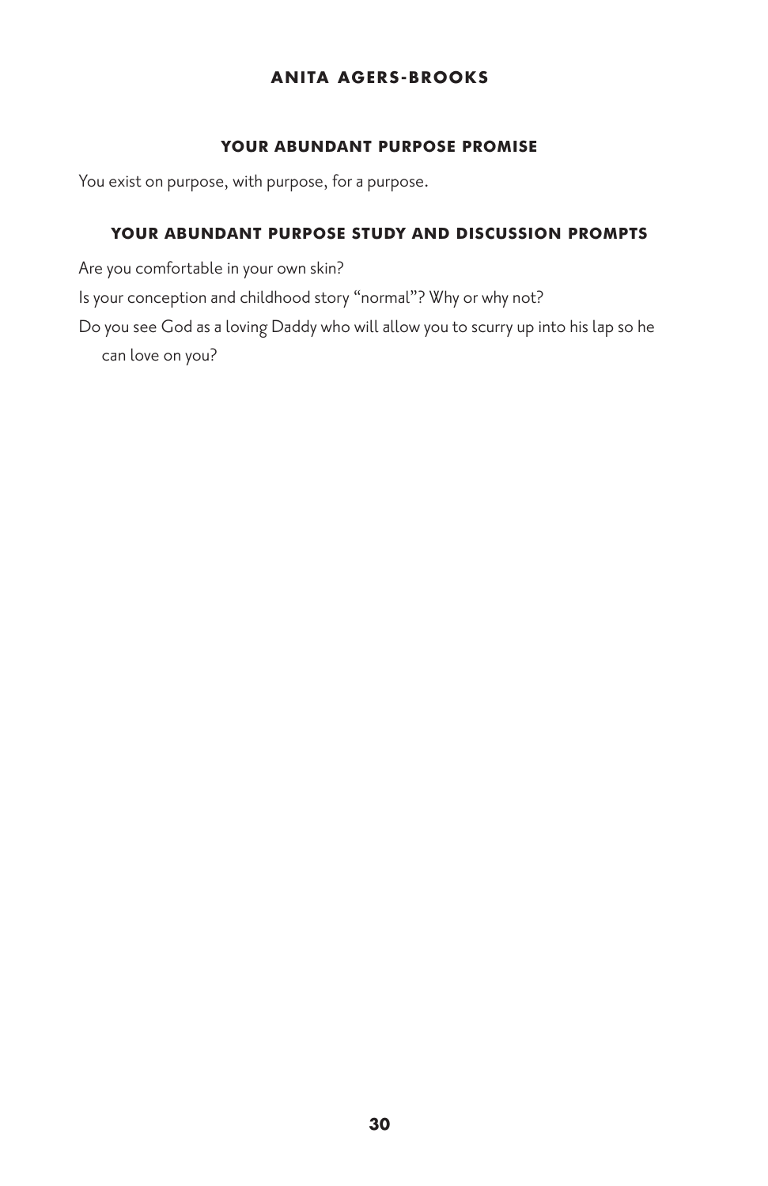### YOUR ABUNDANT PURPOSE PROMISE

You exist on purpose, with purpose, for a purpose.

### YOUR ABUNDANT PURPOSE STUDY AND DISCUSSION PROMPTS

Are you comfortable in your own skin?

Is your conception and childhood story "normal"? Why or why not?

Do you see God as a loving Daddy who will allow you to scurry up into his lap so he can love on you?